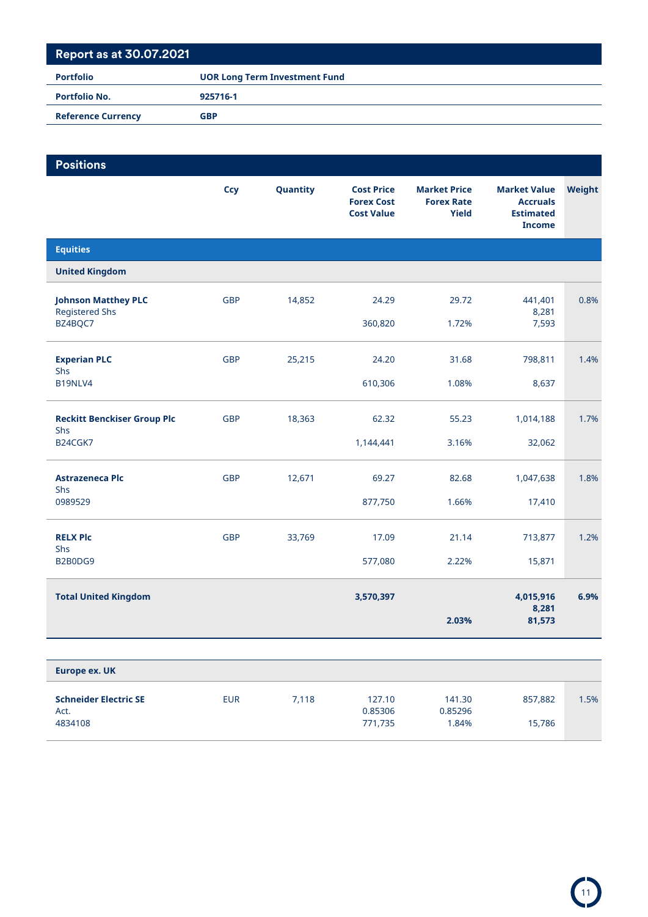## Report as at 30.07.2021

| | |
|---|---|
| **Portfolio** | **UOR Long Term Investment Fund** |
| **Portfolio No.** | **925716-1** |
| **Reference Currency** | **GBP** |

## Positions

| | Ccy | Quantity | Cost Price<br>Forex Cost<br>Cost Value | Market Price<br>Forex Rate<br>Yield | Market Value<br>Accruals<br>Estimated Income | Weight |
|---|---|---|---|---|---|---|
| **Equities** | | | | | | |
| **United Kingdom** | | | | | | |
| **Johnson Matthey PLC**<br>Registered Shs<br>BZ4BQC7 | GBP | 14,852 | 24.29<br><br>360,820 | 29.72<br><br>1.72% | 441,401<br>8,281<br>7,593 | 0.8% |
| **Experian PLC**<br>Shs<br>B19NLV4 | GBP | 25,215 | 24.20<br><br>610,306 | 31.68<br><br>1.08% | 798,811<br><br>8,637 | 1.4% |
| **Reckitt Benckiser Group Plc**<br>Shs<br>B24CGK7 | GBP | 18,363 | 62.32<br><br>1,144,441 | 55.23<br><br>3.16% | 1,014,188<br><br>32,062 | 1.7% |
| **Astrazeneca Plc**<br>Shs<br>0989529 | GBP | 12,671 | 69.27<br><br>877,750 | 82.68<br><br>1.66% | 1,047,638<br><br>17,410 | 1.8% |
| **RELX Plc**<br>Shs<br>B2B0DG9 | GBP | 33,769 | 17.09<br><br>577,080 | 21.14<br><br>2.22% | 713,877<br><br>15,871 | 1.2% |
| **Total United Kingdom** | | | **3,570,397** | <br><br>**2.03%** | **4,015,916**<br>**8,281**<br>**81,573** | **6.9%** |
| **Europe ex. UK** | | | | | | |
| **Schneider Electric SE**<br>Act.<br>4834108 | EUR | 7,118 | 127.10<br>0.85306<br>771,735 | 141.30<br>0.85296<br>1.84% | 857,882<br><br>15,786 | 1.5% |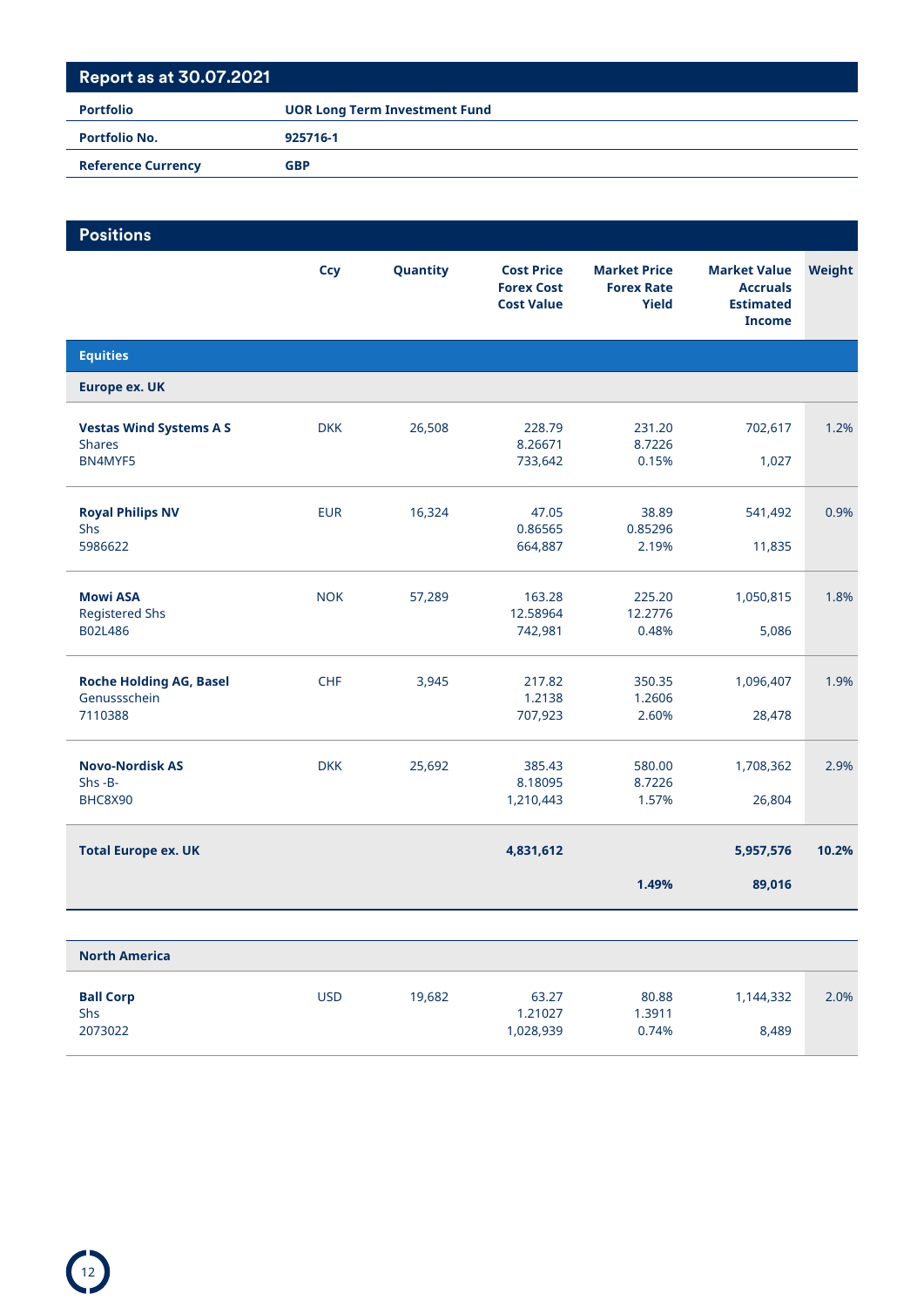## Report as at 30.07.2021

| | |
|---|---|
| **Portfolio** | **UOR Long Term Investment Fund** |
| **Portfolio No.** | **925716-1** |
| **Reference Currency** | **GBP** |

## Positions

| | Ccy | Quantity | Cost Price<br>Forex Cost<br>Cost Value | Market Price<br>Forex Rate<br>Yield | Market Value<br>Accruals<br>Estimated Income | Weight |
|---|---|---|---|---|---|---|
| **Equities** | | | | | | |
| **Europe ex. UK** | | | | | | |
| **Vestas Wind Systems A S**<br>Shares<br>BN4MYF5 | DKK | 26,508 | 228.79<br>8.26671<br>733,642 | 231.20<br>8.7226<br>0.15% | 702,617<br><br>1,027 | 1.2% |
| **Royal Philips NV**<br>Shs<br>5986622 | EUR | 16,324 | 47.05<br>0.86565<br>664,887 | 38.89<br>0.85296<br>2.19% | 541,492<br><br>11,835 | 0.9% |
| **Mowi ASA**<br>Registered Shs<br>B02L486 | NOK | 57,289 | 163.28<br>12.58964<br>742,981 | 225.20<br>12.2776<br>0.48% | 1,050,815<br><br>5,086 | 1.8% |
| **Roche Holding AG, Basel**<br>Genussschein<br>7110388 | CHF | 3,945 | 217.82<br>1.2138<br>707,923 | 350.35<br>1.2606<br>2.60% | 1,096,407<br><br>28,478 | 1.9% |
| **Novo-Nordisk AS**<br>Shs -B-<br>BHC8X90 | DKK | 25,692 | 385.43<br>8.18095<br>1,210,443 | 580.00<br>8.7226<br>1.57% | 1,708,362<br><br>26,804 | 2.9% |
| **Total Europe ex. UK** | | | **4,831,612** | <br>**1.49%** | **5,957,576**<br>**89,016** | **10.2%** |
| **North America** | | | | | | |
| **Ball Corp**<br>Shs<br>2073022 | USD | 19,682 | 63.27<br>1.21027<br>1,028,939 | 80.88<br>1.3911<br>0.74% | 1,144,332<br><br>8,489 | 2.0% |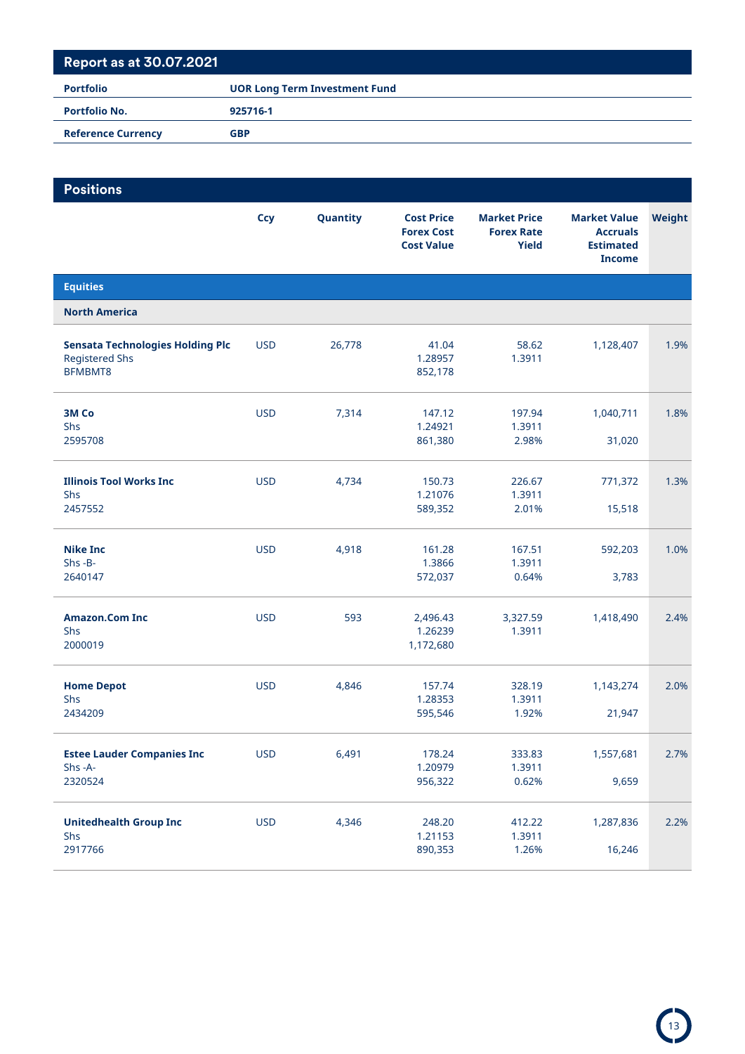## Report as at 30.07.2021

| | |
|---|---|
| **Portfolio** | **UOR Long Term Investment Fund** |
| **Portfolio No.** | **925716-1** |
| **Reference Currency** | **GBP** |

## Positions

| | Ccy | Quantity | Cost Price<br>Forex Cost<br>Cost Value | Market Price<br>Forex Rate<br>Yield | Market Value<br>Accruals<br>Estimated Income | Weight |
|---|---|---|---|---|---|---|
| **Equities** | | | | | | |
| **North America** | | | | | | |
| **Sensata Technologies Holding Plc**<br>Registered Shs<br>BFMBMT8 | USD | 26,778 | 41.04<br>1.28957<br>852,178 | 58.62<br>1.3911 | 1,128,407 | 1.9% |
| **3M Co**<br>Shs<br>2595708 | USD | 7,314 | 147.12<br>1.24921<br>861,380 | 197.94<br>1.3911<br>2.98% | 1,040,711<br><br>31,020 | 1.8% |
| **Illinois Tool Works Inc**<br>Shs<br>2457552 | USD | 4,734 | 150.73<br>1.21076<br>589,352 | 226.67<br>1.3911<br>2.01% | 771,372<br><br>15,518 | 1.3% |
| **Nike Inc**<br>Shs -B-<br>2640147 | USD | 4,918 | 161.28<br>1.3866<br>572,037 | 167.51<br>1.3911<br>0.64% | 592,203<br><br>3,783 | 1.0% |
| **Amazon.Com Inc**<br>Shs<br>2000019 | USD | 593 | 2,496.43<br>1.26239<br>1,172,680 | 3,327.59<br>1.3911 | 1,418,490 | 2.4% |
| **Home Depot**<br>Shs<br>2434209 | USD | 4,846 | 157.74<br>1.28353<br>595,546 | 328.19<br>1.3911<br>1.92% | 1,143,274<br><br>21,947 | 2.0% |
| **Estee Lauder Companies Inc**<br>Shs -A-<br>2320524 | USD | 6,491 | 178.24<br>1.20979<br>956,322 | 333.83<br>1.3911<br>0.62% | 1,557,681<br><br>9,659 | 2.7% |
| **Unitedhealth Group Inc**<br>Shs<br>2917766 | USD | 4,346 | 248.20<br>1.21153<br>890,353 | 412.22<br>1.3911<br>1.26% | 1,287,836<br><br>16,246 | 2.2% |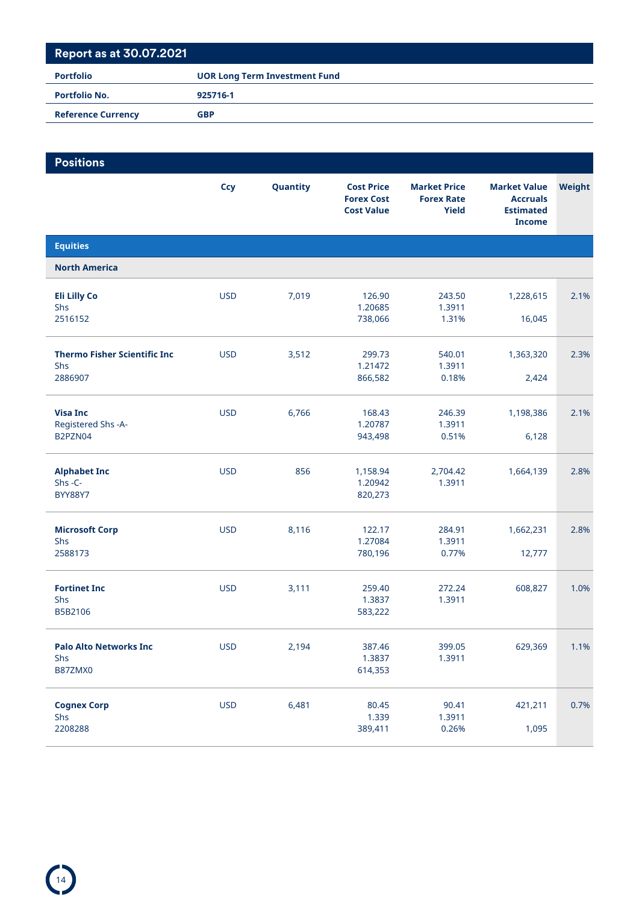## Report as at 30.07.2021

| | |
|---|---|
| **Portfolio** | **UOR Long Term Investment Fund** |
| **Portfolio No.** | **925716-1** |
| **Reference Currency** | **GBP** |

## Positions

| | Ccy | Quantity | Cost Price<br>Forex Cost<br>Cost Value | Market Price<br>Forex Rate<br>Yield | Market Value<br>Accruals<br>Estimated Income | Weight |
|---|---|---|---|---|---|---|
| **Equities** | | | | | | |
| **North America** | | | | | | |
| **Eli Lilly Co**<br>Shs<br>2516152 | USD | 7,019 | 126.90<br>1.20685<br>738,066 | 243.50<br>1.3911<br>1.31% | 1,228,615<br><br>16,045 | 2.1% |
| **Thermo Fisher Scientific Inc**<br>Shs<br>2886907 | USD | 3,512 | 299.73<br>1.21472<br>866,582 | 540.01<br>1.3911<br>0.18% | 1,363,320<br><br>2,424 | 2.3% |
| **Visa Inc**<br>Registered Shs -A-<br>B2PZN04 | USD | 6,766 | 168.43<br>1.20787<br>943,498 | 246.39<br>1.3911<br>0.51% | 1,198,386<br><br>6,128 | 2.1% |
| **Alphabet Inc**<br>Shs -C-<br>BYY88Y7 | USD | 856 | 1,158.94<br>1.20942<br>820,273 | 2,704.42<br>1.3911 | 1,664,139 | 2.8% |
| **Microsoft Corp**<br>Shs<br>2588173 | USD | 8,116 | 122.17<br>1.27084<br>780,196 | 284.91<br>1.3911<br>0.77% | 1,662,231<br><br>12,777 | 2.8% |
| **Fortinet Inc**<br>Shs<br>B5B2106 | USD | 3,111 | 259.40<br>1.3837<br>583,222 | 272.24<br>1.3911 | 608,827 | 1.0% |
| **Palo Alto Networks Inc**<br>Shs<br>B87ZMX0 | USD | 2,194 | 387.46<br>1.3837<br>614,353 | 399.05<br>1.3911 | 629,369 | 1.1% |
| **Cognex Corp**<br>Shs<br>2208288 | USD | 6,481 | 80.45<br>1.339<br>389,411 | 90.41<br>1.3911<br>0.26% | 421,211<br><br>1,095 | 0.7% |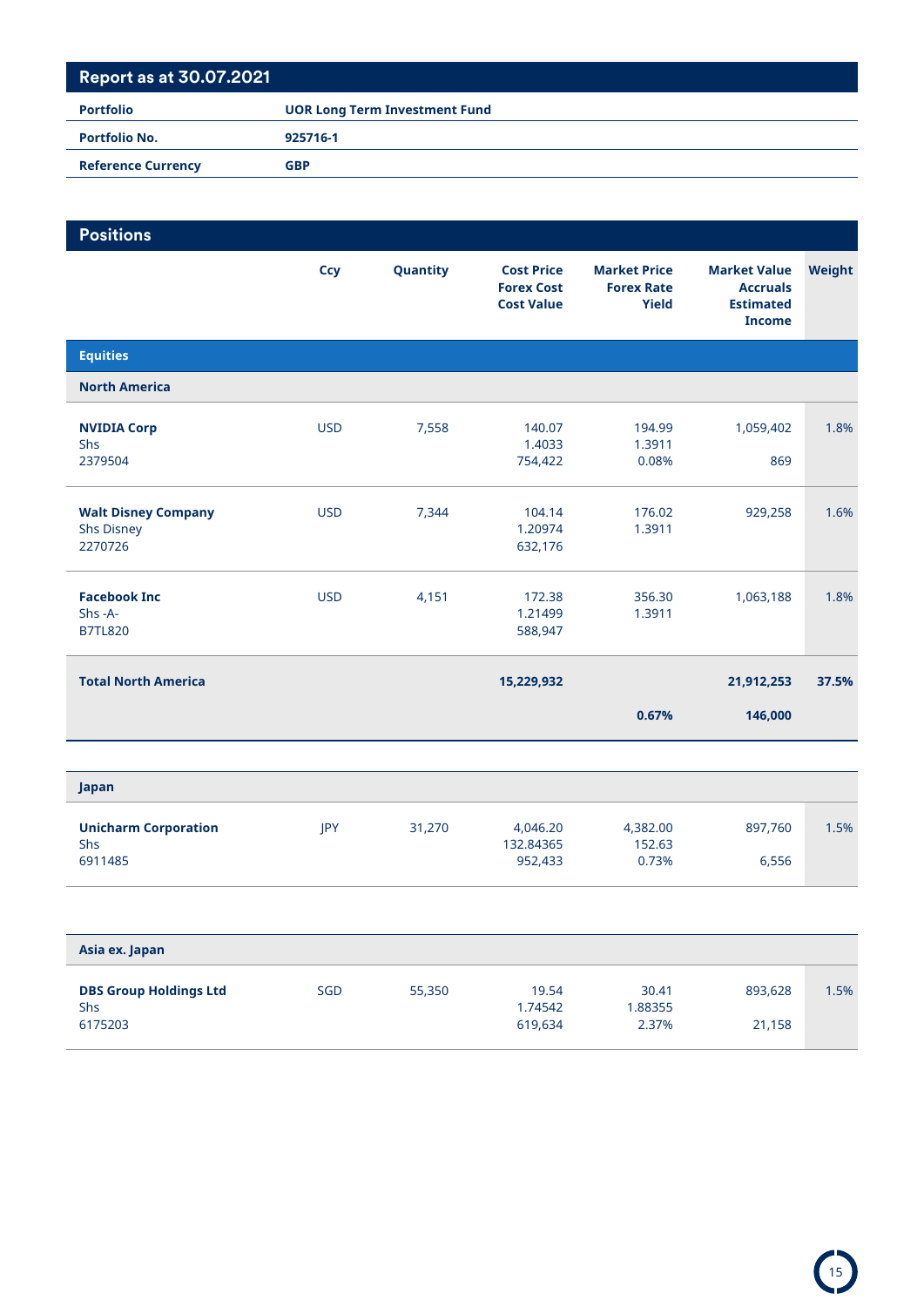## Report as at 30.07.2021

| | |
|---|---|
| **Portfolio** | **UOR Long Term Investment Fund** |
| **Portfolio No.** | **925716-1** |
| **Reference Currency** | **GBP** |

## Positions

| | Ccy | Quantity | Cost Price<br>Forex Cost<br>Cost Value | Market Price<br>Forex Rate<br>Yield | Market Value<br>Accruals<br>Estimated Income | Weight |
|---|---|---|---|---|---|---|
| **Equities** | | | | | | |
| **North America** | | | | | | |
| **NVIDIA Corp**<br>Shs<br>2379504 | USD | 7,558 | 140.07<br>1.4033<br>754,422 | 194.99<br>1.3911<br>0.08% | 1,059,402<br><br>869 | 1.8% |
| **Walt Disney Company**<br>Shs Disney<br>2270726 | USD | 7,344 | 104.14<br>1.20974<br>632,176 | 176.02<br>1.3911 | 929,258 | 1.6% |
| **Facebook Inc**<br>Shs -A-<br>B7TL820 | USD | 4,151 | 172.38<br>1.21499<br>588,947 | 356.30<br>1.3911 | 1,063,188 | 1.8% |
| **Total North America** | | | **15,229,932** | <br>**0.67%** | **21,912,253**<br>**146,000** | **37.5%** |
| **Japan** | | | | | | |
| **Unicharm Corporation**<br>Shs<br>6911485 | JPY | 31,270 | 4,046.20<br>132.84365<br>952,433 | 4,382.00<br>152.63<br>0.73% | 897,760<br><br>6,556 | 1.5% |
| **Asia ex. Japan** | | | | | | |
| **DBS Group Holdings Ltd**<br>Shs<br>6175203 | SGD | 55,350 | 19.54<br>1.74542<br>619,634 | 30.41<br>1.88355<br>2.37% | 893,628<br><br>21,158 | 1.5% |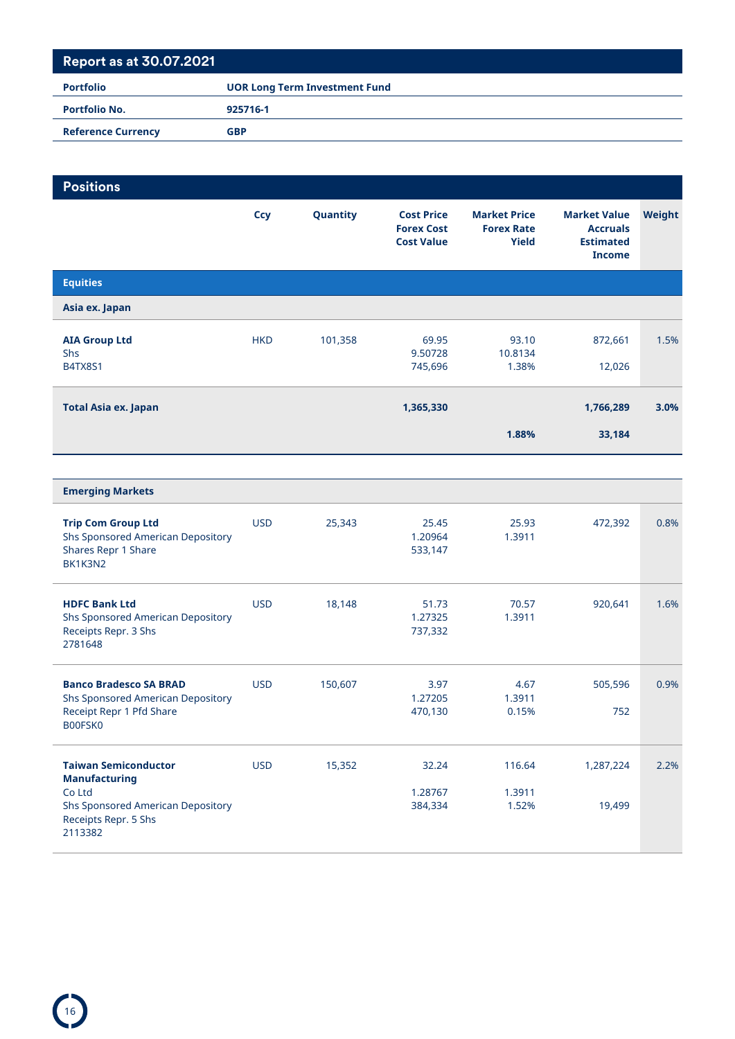## Report as at 30.07.2021

| | |
|---|---|
| **Portfolio** | **UOR Long Term Investment Fund** |
| **Portfolio No.** | **925716-1** |
| **Reference Currency** | **GBP** |

## Positions

| | Ccy | Quantity | Cost Price<br>Forex Cost<br>Cost Value | Market Price<br>Forex Rate<br>Yield | Market Value<br>Accruals<br>Estimated Income | Weight |
|---|---|---|---|---|---|---|
| **Equities** | | | | | | |
| **Asia ex. Japan** | | | | | | |
| **AIA Group Ltd**<br>Shs<br>B4TX8S1 | HKD | 101,358 | 69.95<br>9.50728<br>745,696 | 93.10<br>10.8134<br>1.38% | 872,661<br><br>12,026 | 1.5% |
| **Total Asia ex. Japan** | | | **1,365,330** | <br>**1.88%** | **1,766,289**<br>**33,184** | **3.0%** |
| **Emerging Markets** | | | | | | |
| **Trip Com Group Ltd**<br>Shs Sponsored American Depository Shares Repr 1 Share<br>BK1K3N2 | USD | 25,343 | 25.45<br>1.20964<br>533,147 | 25.93<br>1.3911 | 472,392 | 0.8% |
| **HDFC Bank Ltd**<br>Shs Sponsored American Depository Receipts Repr. 3 Shs<br>2781648 | USD | 18,148 | 51.73<br>1.27325<br>737,332 | 70.57<br>1.3911 | 920,641 | 1.6% |
| **Banco Bradesco SA BRAD**<br>Shs Sponsored American Depository Receipt Repr 1 Pfd Share<br>B00FSK0 | USD | 150,607 | 3.97<br>1.27205<br>470,130 | 4.67<br>1.3911<br>0.15% | 505,596<br><br>752 | 0.9% |
| **Taiwan Semiconductor Manufacturing**<br>Co Ltd<br>Shs Sponsored American Depository Receipts Repr. 5 Shs<br>2113382 | USD | 15,352 | 32.24<br>1.28767<br>384,334 | 116.64<br>1.3911<br>1.52% | 1,287,224<br><br>19,499 | 2.2% |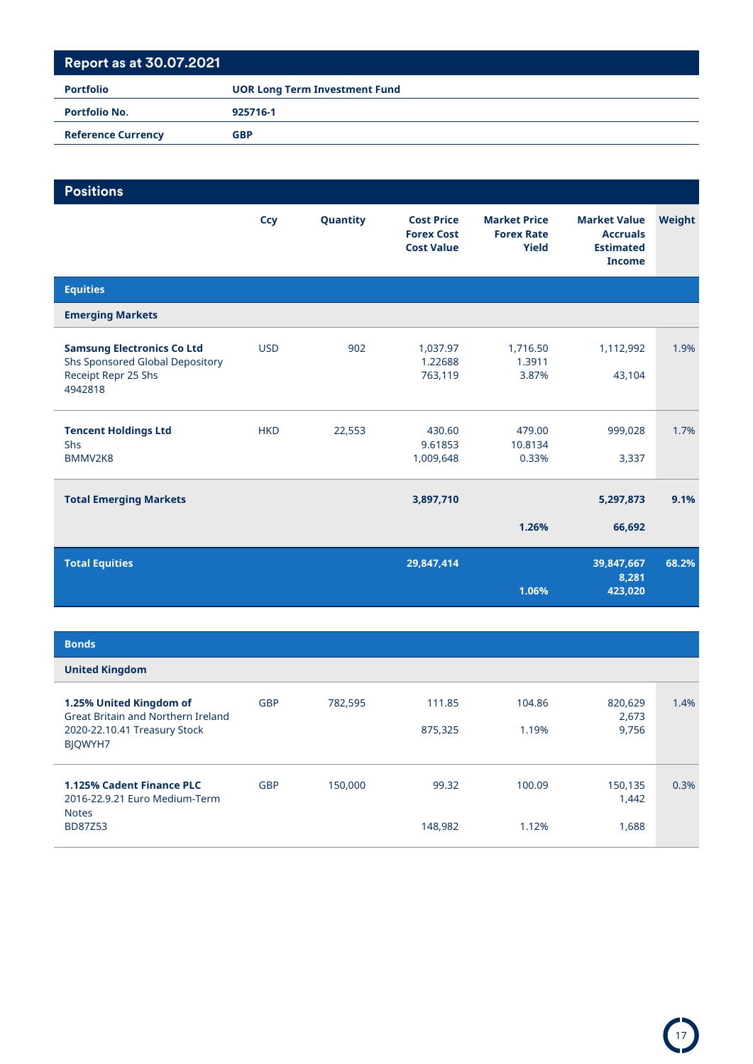## Report as at 30.07.2021

| | |
|---|---|
| **Portfolio** | **UOR Long Term Investment Fund** |
| **Portfolio No.** | **925716-1** |
| **Reference Currency** | **GBP** |

## Positions

| | Ccy | Quantity | Cost Price<br>Forex Cost<br>Cost Value | Market Price<br>Forex Rate<br>Yield | Market Value<br>Accruals<br>Estimated Income | Weight |
|---|---|---|---|---|---|---|
| **Equities** | | | | | | |
| **Emerging Markets** | | | | | | |
| **Samsung Electronics Co Ltd**<br>Shs Sponsored Global Depository Receipt Repr 25 Shs<br>4942818 | USD | 902 | 1,037.97<br>1.22688<br>763,119 | 1,716.50<br>1.3911<br>3.87% | 1,112,992<br><br>43,104 | 1.9% |
| **Tencent Holdings Ltd**<br>Shs<br>BMMV2K8 | HKD | 22,553 | 430.60<br>9.61853<br>1,009,648 | 479.00<br>10.8134<br>0.33% | 999,028<br><br>3,337 | 1.7% |
| **Total Emerging Markets** | | | **3,897,710** | <br><br>**1.26%** | **5,297,873**<br><br>**66,692** | **9.1%** |
| **Total Equities** | | | **29,847,414** | <br><br>**1.06%** | **39,847,667**<br>**8,281**<br>**423,020** | **68.2%** |

| | Ccy | Quantity | Cost Price<br>Forex Cost<br>Cost Value | Market Price<br>Forex Rate<br>Yield | Market Value<br>Accruals<br>Estimated Income | Weight |
|---|---|---|---|---|---|---|
| **Bonds** | | | | | | |
| **United Kingdom** | | | | | | |
| **1.25% United Kingdom of** Great Britain and Northern Ireland 2020-22.10.41 Treasury Stock<br>BJQWYH7 | GBP | 782,595 | 111.85<br><br>875,325 | 104.86<br><br>1.19% | 820,629<br>2,673<br>9,756 | 1.4% |
| **1.125% Cadent Finance PLC** 2016-22.9.21 Euro Medium-Term Notes<br>BD87Z53 | GBP | 150,000 | 99.32<br><br>148,982 | 100.09<br><br>1.12% | 150,135<br>1,442<br>1,688 | 0.3% |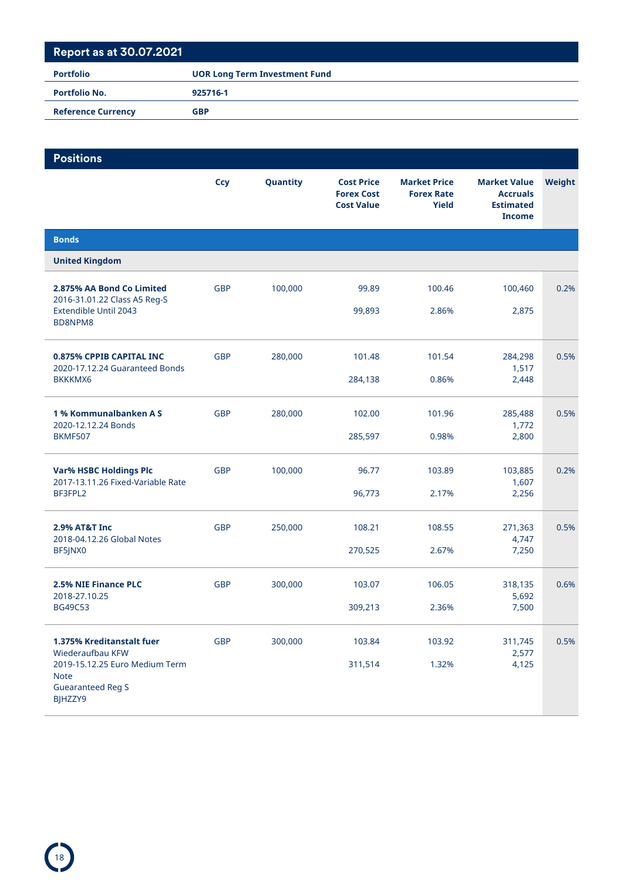## Report as at 30.07.2021

| | |
|---|---|
| **Portfolio** | **UOR Long Term Investment Fund** |
| **Portfolio No.** | **925716-1** |
| **Reference Currency** | **GBP** |

## Positions

| | Ccy | Quantity | Cost Price<br>Forex Cost<br>Cost Value | Market Price<br>Forex Rate<br>Yield | Market Value<br>Accruals<br>Estimated Income | Weight |
|---|---|---|---|---|---|---|
| **Bonds** | | | | | | |
| **United Kingdom** | | | | | | |
| **2.875% AA Bond Co Limited** 2016-31.01.22 Class A5 Reg-S Extendible Until 2043 BD8NPM8 | GBP | 100,000 | 99.89<br><br>99,893 | 100.46<br><br>2.86% | 100,460<br><br>2,875 | 0.2% |
| **0.875% CPPIB CAPITAL INC** 2020-17.12.24 Guaranteed Bonds BKKKMX6 | GBP | 280,000 | 101.48<br><br>284,138 | 101.54<br><br>0.86% | 284,298<br>1,517<br>2,448 | 0.5% |
| **1 % Kommunalbanken A S** 2020-12.12.24 Bonds BKMF507 | GBP | 280,000 | 102.00<br><br>285,597 | 101.96<br><br>0.98% | 285,488<br>1,772<br>2,800 | 0.5% |
| **Var% HSBC Holdings Plc** 2017-13.11.26 Fixed-Variable Rate BF3FPL2 | GBP | 100,000 | 96.77<br><br>96,773 | 103.89<br><br>2.17% | 103,885<br>1,607<br>2,256 | 0.2% |
| **2.9% AT&T Inc** 2018-04.12.26 Global Notes BF5JNX0 | GBP | 250,000 | 108.21<br><br>270,525 | 108.55<br><br>2.67% | 271,363<br>4,747<br>7,250 | 0.5% |
| **2.5% NIE Finance PLC** 2018-27.10.25 BG49C53 | GBP | 300,000 | 103.07<br><br>309,213 | 106.05<br><br>2.36% | 318,135<br>5,692<br>7,500 | 0.6% |
| **1.375% Kreditanstalt fuer** Wiederaufbau KFW 2019-15.12.25 Euro Medium Term Note Guearanteed Reg S BJHZZY9 | GBP | 300,000 | 103.84<br><br>311,514 | 103.92<br><br>1.32% | 311,745<br>2,577<br>4,125 | 0.5% |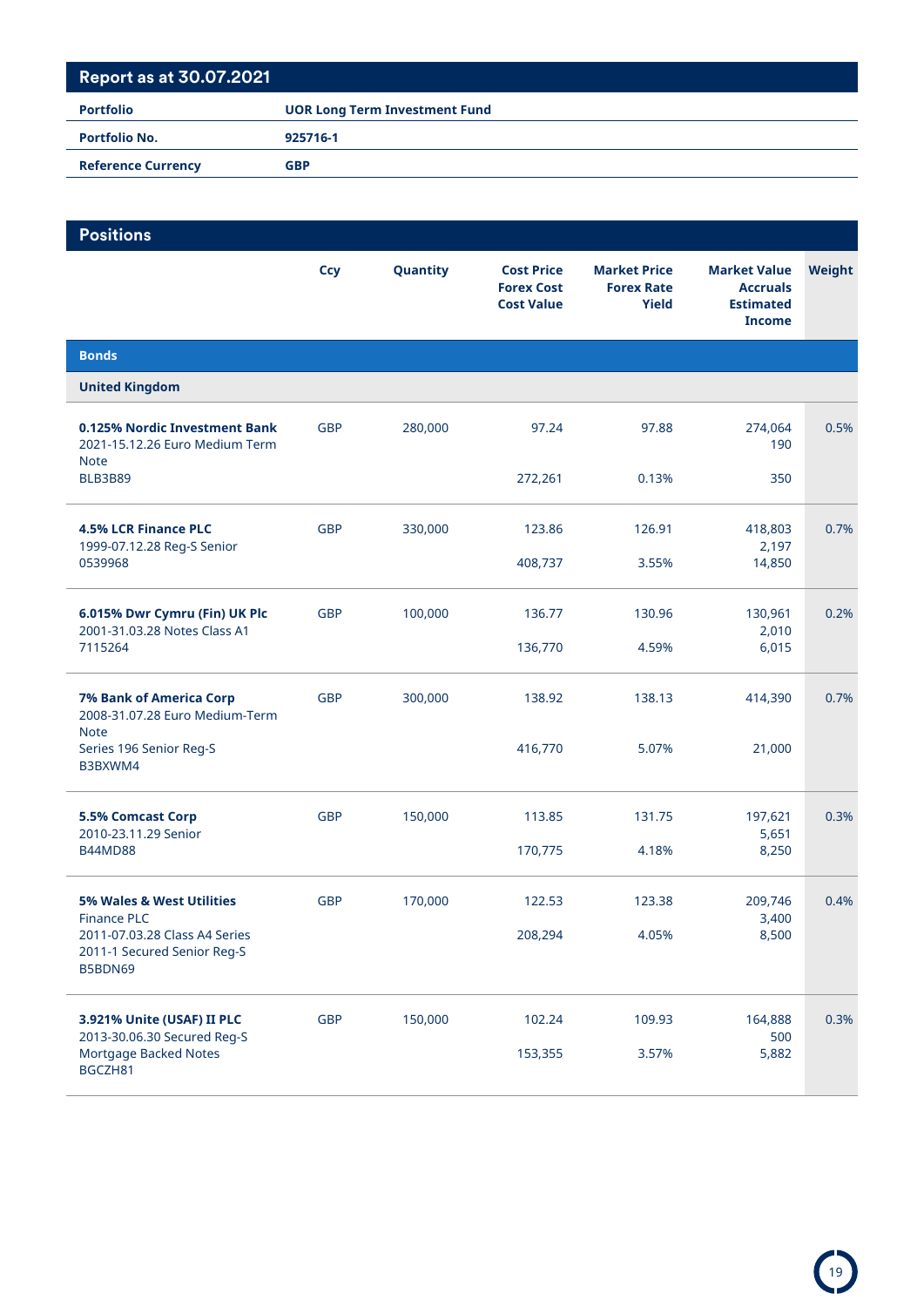## Report as at 30.07.2021

| | |
|---|---|
| **Portfolio** | **UOR Long Term Investment Fund** |
| **Portfolio No.** | **925716-1** |
| **Reference Currency** | **GBP** |

## Positions

| | Ccy | Quantity | Cost Price<br>Forex Cost<br>Cost Value | Market Price<br>Forex Rate<br>Yield | Market Value<br>Accruals<br>Estimated Income | Weight |
|---|---|---|---|---|---|---|
| **Bonds** | | | | | | |
| **United Kingdom** | | | | | | |
| **0.125% Nordic Investment Bank**<br>2021-15.12.26 Euro Medium Term Note<br>BLB3B89 | GBP | 280,000 | 97.24<br><br>272,261 | 97.88<br><br>0.13% | 274,064<br>190<br>350 | 0.5% |
| **4.5% LCR Finance PLC**<br>1999-07.12.28 Reg-S Senior<br>0539968 | GBP | 330,000 | 123.86<br><br>408,737 | 126.91<br><br>3.55% | 418,803<br>2,197<br>14,850 | 0.7% |
| **6.015% Dwr Cymru (Fin) UK Plc**<br>2001-31.03.28 Notes Class A1<br>7115264 | GBP | 100,000 | 136.77<br><br>136,770 | 130.96<br><br>4.59% | 130,961<br>2,010<br>6,015 | 0.2% |
| **7% Bank of America Corp**<br>2008-31.07.28 Euro Medium-Term Note<br>Series 196 Senior Reg-S<br>B3BXWM4 | GBP | 300,000 | 138.92<br><br>416,770 | 138.13<br><br>5.07% | 414,390<br><br>21,000 | 0.7% |
| **5.5% Comcast Corp**<br>2010-23.11.29 Senior<br>B44MD88 | GBP | 150,000 | 113.85<br><br>170,775 | 131.75<br><br>4.18% | 197,621<br>5,651<br>8,250 | 0.3% |
| **5% Wales & West Utilities** Finance PLC<br>2011-07.03.28 Class A4 Series 2011-1 Secured Senior Reg-S<br>B5BDN69 | GBP | 170,000 | 122.53<br><br>208,294 | 123.38<br><br>4.05% | 209,746<br>3,400<br>8,500 | 0.4% |
| **3.921% Unite (USAF) II PLC**<br>2013-30.06.30 Secured Reg-S Mortgage Backed Notes<br>BGCZH81 | GBP | 150,000 | 102.24<br><br>153,355 | 109.93<br><br>3.57% | 164,888<br>500<br>5,882 | 0.3% |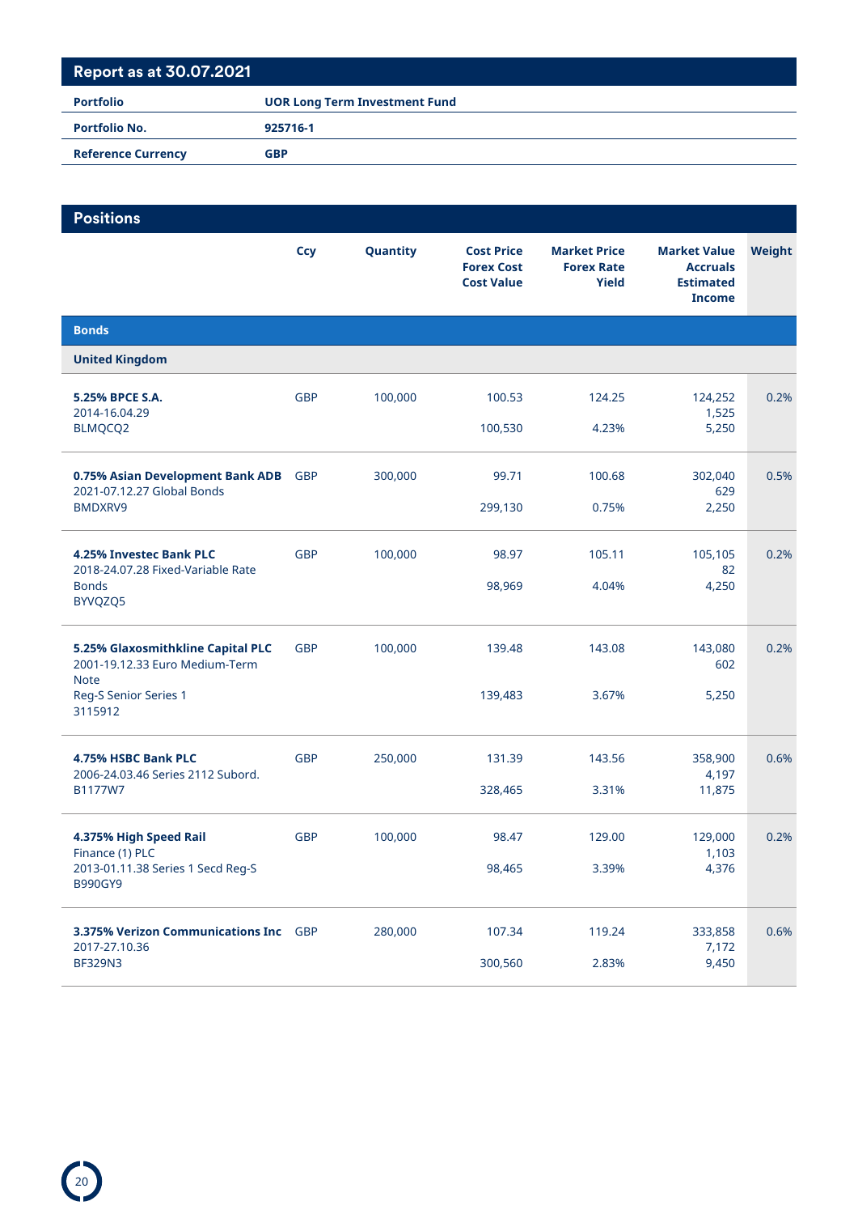## Report as at 30.07.2021

| | |
|---|---|
| **Portfolio** | **UOR Long Term Investment Fund** |
| **Portfolio No.** | **925716-1** |
| **Reference Currency** | **GBP** |

## Positions

| | Ccy | Quantity | Cost Price<br>Forex Cost<br>Cost Value | Market Price<br>Forex Rate<br>Yield | Market Value<br>Accruals<br>Estimated Income | Weight |
|---|---|---|---|---|---|---|
| **Bonds** | | | | | | |
| **United Kingdom** | | | | | | |
| **5.25% BPCE S.A.**<br>2014-16.04.29<br>BLMQCQ2 | GBP | 100,000 | 100.53<br><br>100,530 | 124.25<br><br>4.23% | 124,252<br>1,525<br>5,250 | 0.2% |
| **0.75% Asian Development Bank ADB**<br>2021-07.12.27 Global Bonds<br>BMDXRV9 | GBP | 300,000 | 99.71<br><br>299,130 | 100.68<br><br>0.75% | 302,040<br>629<br>2,250 | 0.5% |
| **4.25% Investec Bank PLC**<br>2018-24.07.28 Fixed-Variable Rate Bonds<br>BYVQZQ5 | GBP | 100,000 | 98.97<br><br>98,969 | 105.11<br><br>4.04% | 105,105<br>82<br>4,250 | 0.2% |
| **5.25% Glaxosmithkline Capital PLC**<br>2001-19.12.33 Euro Medium-Term Note<br>Reg-S Senior Series 1<br>3115912 | GBP | 100,000 | 139.48<br><br>139,483 | 143.08<br><br>3.67% | 143,080<br>602<br>5,250 | 0.2% |
| **4.75% HSBC Bank PLC**<br>2006-24.03.46 Series 2112 Subord.<br>B1177W7 | GBP | 250,000 | 131.39<br><br>328,465 | 143.56<br><br>3.31% | 358,900<br>4,197<br>11,875 | 0.6% |
| **4.375% High Speed Rail Finance (1) PLC**<br>2013-01.11.38 Series 1 Secd Reg-S<br>B990GY9 | GBP | 100,000 | 98.47<br><br>98,465 | 129.00<br><br>3.39% | 129,000<br>1,103<br>4,376 | 0.2% |
| **3.375% Verizon Communications Inc**<br>2017-27.10.36<br>BF329N3 | GBP | 280,000 | 107.34<br><br>300,560 | 119.24<br><br>2.83% | 333,858<br>7,172<br>9,450 | 0.6% |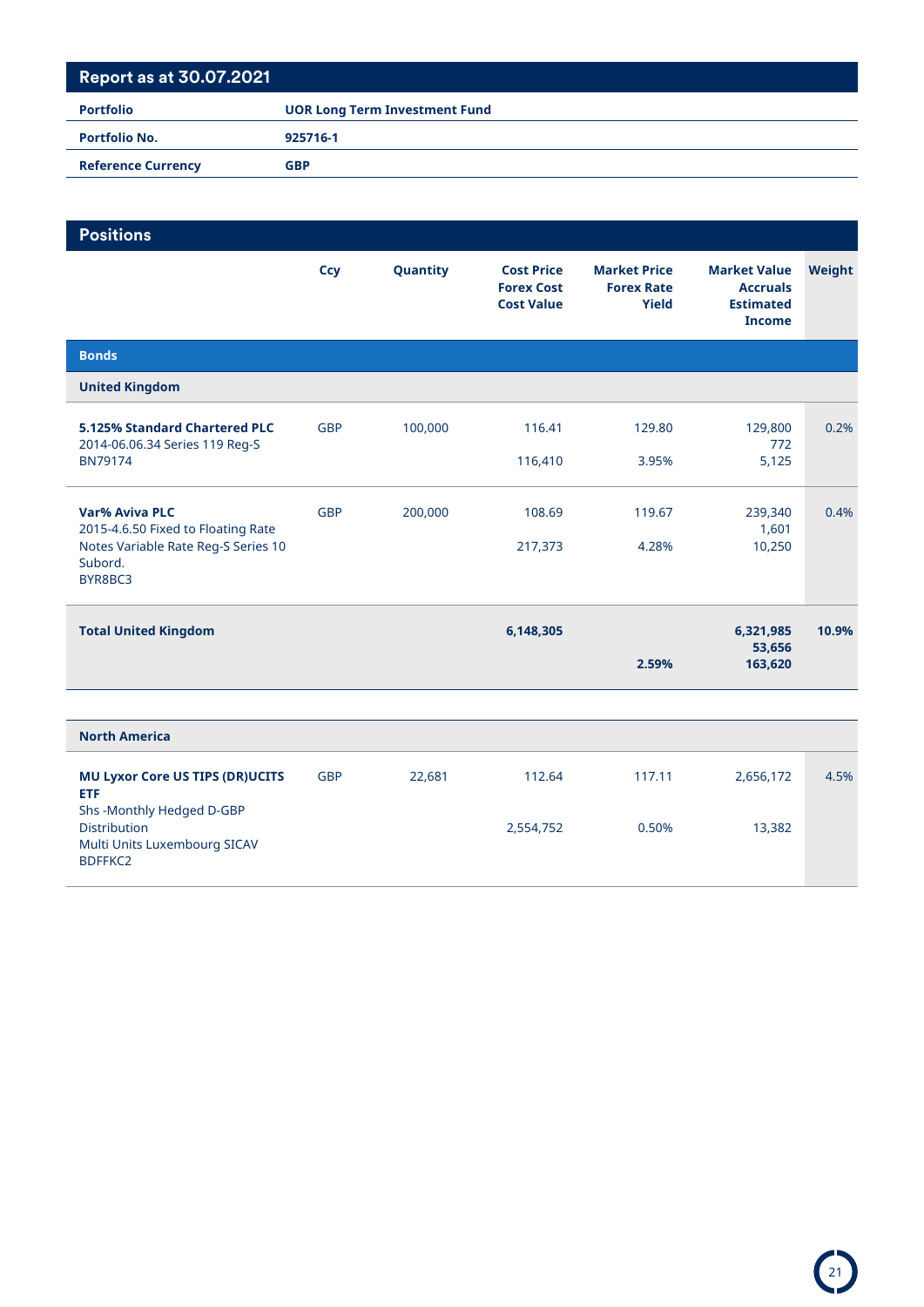## Report as at 30.07.2021

| | |
|---|---|
| **Portfolio** | **UOR Long Term Investment Fund** |
| **Portfolio No.** | **925716-1** |
| **Reference Currency** | **GBP** |

## Positions

| | Ccy | Quantity | Cost Price<br>Forex Cost<br>Cost Value | Market Price<br>Forex Rate<br>Yield | Market Value<br>Accruals<br>Estimated Income | Weight |
|---|---|---|---|---|---|---|
| **Bonds** | | | | | | |
| **United Kingdom** | | | | | | |
| **5.125% Standard Chartered PLC** 2014-06.06.34 Series 119 Reg-S BN79174 | GBP | 100,000 | 116.41<br><br>116,410 | 129.80<br><br>3.95% | 129,800<br>772<br>5,125 | 0.2% |
| **Var% Aviva PLC** 2015-4.6.50 Fixed to Floating Rate Notes Variable Rate Reg-S Series 10 Subord. BYR8BC3 | GBP | 200,000 | 108.69<br><br>217,373 | 119.67<br><br>4.28% | 239,340<br>1,601<br>10,250 | 0.4% |
| **Total United Kingdom** | | | **6,148,305** | <br><br>**2.59%** | **6,321,985**<br>**53,656**<br>**163,620** | **10.9%** |
| **North America** | | | | | | |
| **MU Lyxor Core US TIPS (DR)UCITS ETF** Shs -Monthly Hedged D-GBP Distribution Multi Units Luxembourg SICAV BDFFKC2 | GBP | 22,681 | 112.64<br><br>2,554,752 | 117.11<br><br>0.50% | 2,656,172<br><br>13,382 | 4.5% |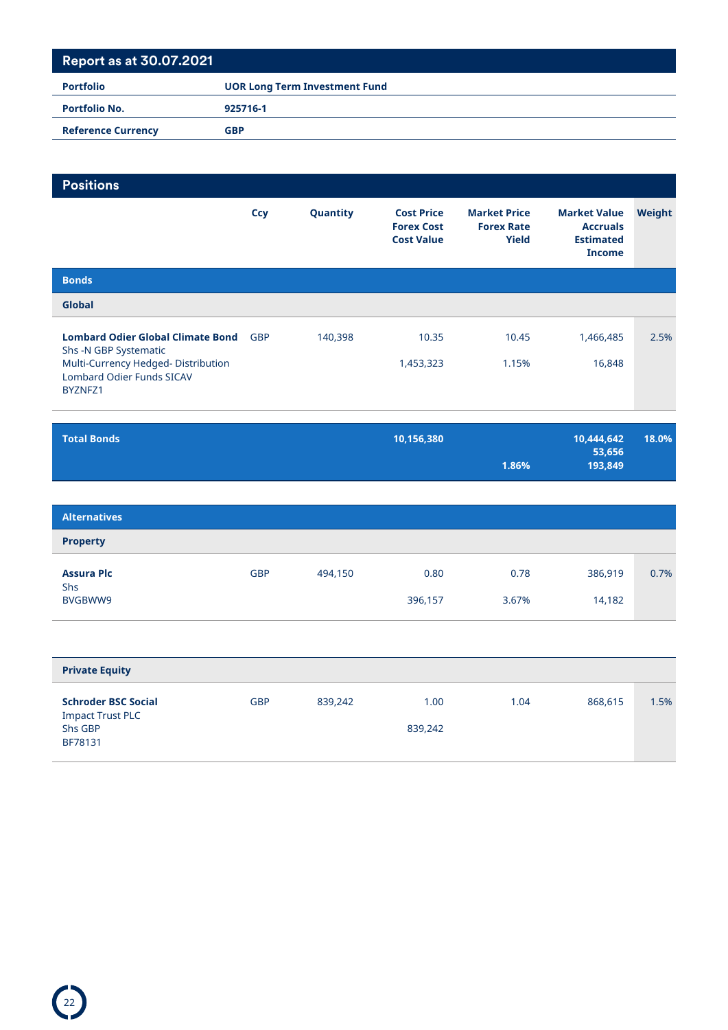## Report as at 30.07.2021

| | |
|---|---|
| **Portfolio** | **UOR Long Term Investment Fund** |
| **Portfolio No.** | **925716-1** |
| **Reference Currency** | **GBP** |

## Positions

| | Ccy | Quantity | Cost Price<br>Forex Cost<br>Cost Value | Market Price<br>Forex Rate<br>Yield | Market Value<br>Accruals<br>Estimated Income | Weight |
|---|---|---|---|---|---|---|
| **Bonds** | | | | | | |
| **Global** | | | | | | |
| **Lombard Odier Global Climate Bond** Shs -N GBP Systematic Multi-Currency Hedged- Distribution Lombard Odier Funds SICAV BYZNFZ1 | GBP | 140,398 | 10.35<br><br>1,453,323 | 10.45<br><br>1.15% | 1,466,485<br><br>16,848 | 2.5% |
| **Total Bonds** | | | **10,156,380** | **1.86%** | **10,444,642**<br>**53,656**<br>**193,849** | **18.0%** |
| **Alternatives** | | | | | | |
| **Property** | | | | | | |
| **Assura Plc** Shs BVGBWW9 | GBP | 494,150 | 0.80<br><br>396,157 | 0.78<br><br>3.67% | 386,919<br><br>14,182 | 0.7% |
| **Private Equity** | | | | | | |
| **Schroder BSC Social** Impact Trust PLC Shs GBP BF78131 | GBP | 839,242 | 1.00<br><br>839,242 | 1.04 | 868,615 | 1.5% |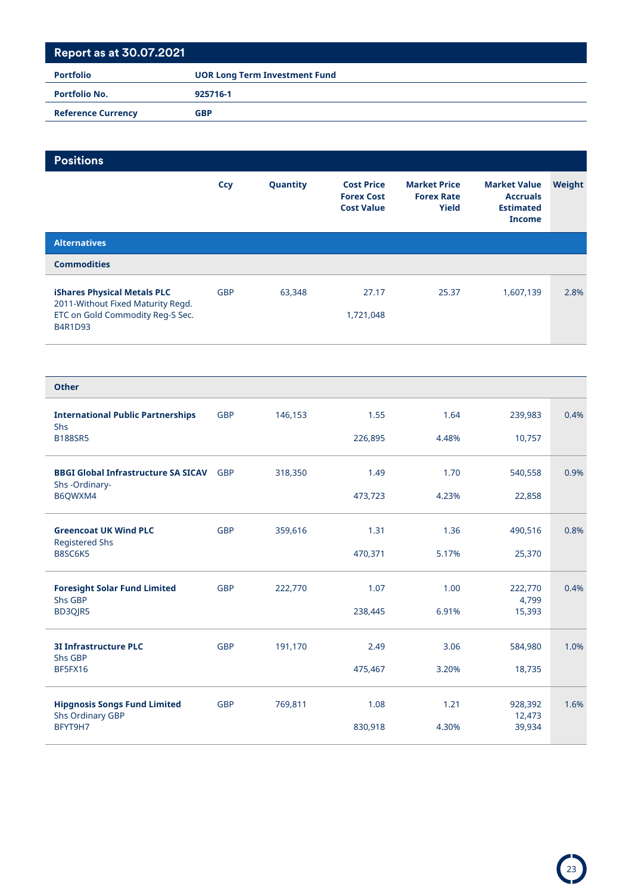## Report as at 30.07.2021

| | |
|---|---|
| **Portfolio** | **UOR Long Term Investment Fund** |
| **Portfolio No.** | **925716-1** |
| **Reference Currency** | **GBP** |

## Positions

| | Ccy | Quantity | Cost Price<br>Forex Cost<br>Cost Value | Market Price<br>Forex Rate<br>Yield | Market Value<br>Accruals<br>Estimated Income | Weight |
|---|---|---|---|---|---|---|
| **Alternatives** | | | | | | |
| **Commodities** | | | | | | |
| **iShares Physical Metals PLC**<br>2011-Without Fixed Maturity Regd. ETC on Gold Commodity Reg-S Sec.<br>B4R1D93 | GBP | 63,348 | 27.17<br><br>1,721,048 | 25.37 | 1,607,139 | 2.8% |
| **Other** | | | | | | |
| **International Public Partnerships**<br>Shs<br>B188SR5 | GBP | 146,153 | 1.55<br><br>226,895 | 1.64<br><br>4.48% | 239,983<br><br>10,757 | 0.4% |
| **BBGI Global Infrastructure SA SICAV**<br>Shs -Ordinary-<br>B6QWXM4 | GBP | 318,350 | 1.49<br><br>473,723 | 1.70<br><br>4.23% | 540,558<br><br>22,858 | 0.9% |
| **Greencoat UK Wind PLC**<br>Registered Shs<br>B8SC6K5 | GBP | 359,616 | 1.31<br><br>470,371 | 1.36<br><br>5.17% | 490,516<br><br>25,370 | 0.8% |
| **Foresight Solar Fund Limited**<br>Shs GBP<br>BD3QJR5 | GBP | 222,770 | 1.07<br><br>238,445 | 1.00<br><br>6.91% | 222,770<br>4,799<br>15,393 | 0.4% |
| **3I Infrastructure PLC**<br>Shs GBP<br>BF5FX16 | GBP | 191,170 | 2.49<br><br>475,467 | 3.06<br><br>3.20% | 584,980<br><br>18,735 | 1.0% |
| **Hipgnosis Songs Fund Limited**<br>Shs Ordinary GBP<br>BFYT9H7 | GBP | 769,811 | 1.08<br><br>830,918 | 1.21<br><br>4.30% | 928,392<br>12,473<br>39,934 | 1.6% |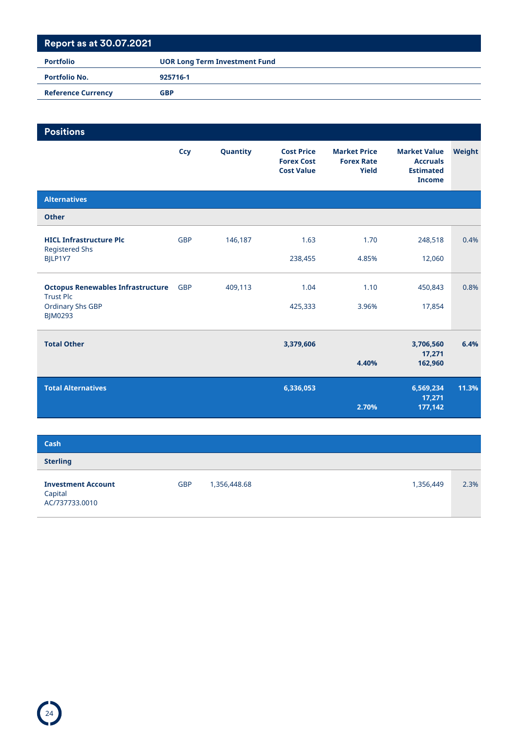## Report as at 30.07.2021

| | |
|---|---|
| **Portfolio** | **UOR Long Term Investment Fund** |
| **Portfolio No.** | **925716-1** |
| **Reference Currency** | **GBP** |

## Positions

| | Ccy | Quantity | Cost Price<br>Forex Cost<br>Cost Value | Market Price<br>Forex Rate<br>Yield | Market Value<br>Accruals<br>Estimated Income | Weight |
|---|---|---|---|---|---|---|
| **Alternatives** | | | | | | |
| **Other** | | | | | | |
| **HICL Infrastructure Plc**<br>Registered Shs<br>BJLP1Y7 | GBP | 146,187 | 1.63<br><br>238,455 | 1.70<br><br>4.85% | 248,518<br><br>12,060 | 0.4% |
| **Octopus Renewables Infrastructure** Trust Plc<br>Ordinary Shs GBP<br>BJM0293 | GBP | 409,113 | 1.04<br><br>425,333 | 1.10<br><br>3.96% | 450,843<br><br>17,854 | 0.8% |
| **Total Other** | | | **3,379,606** | **4.40%** | **3,706,560**<br>**17,271**<br>**162,960** | **6.4%** |
| **Total Alternatives** | | | **6,336,053** | **2.70%** | **6,569,234**<br>**17,271**<br>**177,142** | **11.3%** |

| | Ccy | Quantity | | | Market Value | Weight |
|---|---|---|---|---|---|---|
| **Cash** | | | | | | |
| **Sterling** | | | | | | |
| **Investment Account**<br>Capital<br>AC/737733.0010 | GBP | 1,356,448.68 | | | 1,356,449 | 2.3% |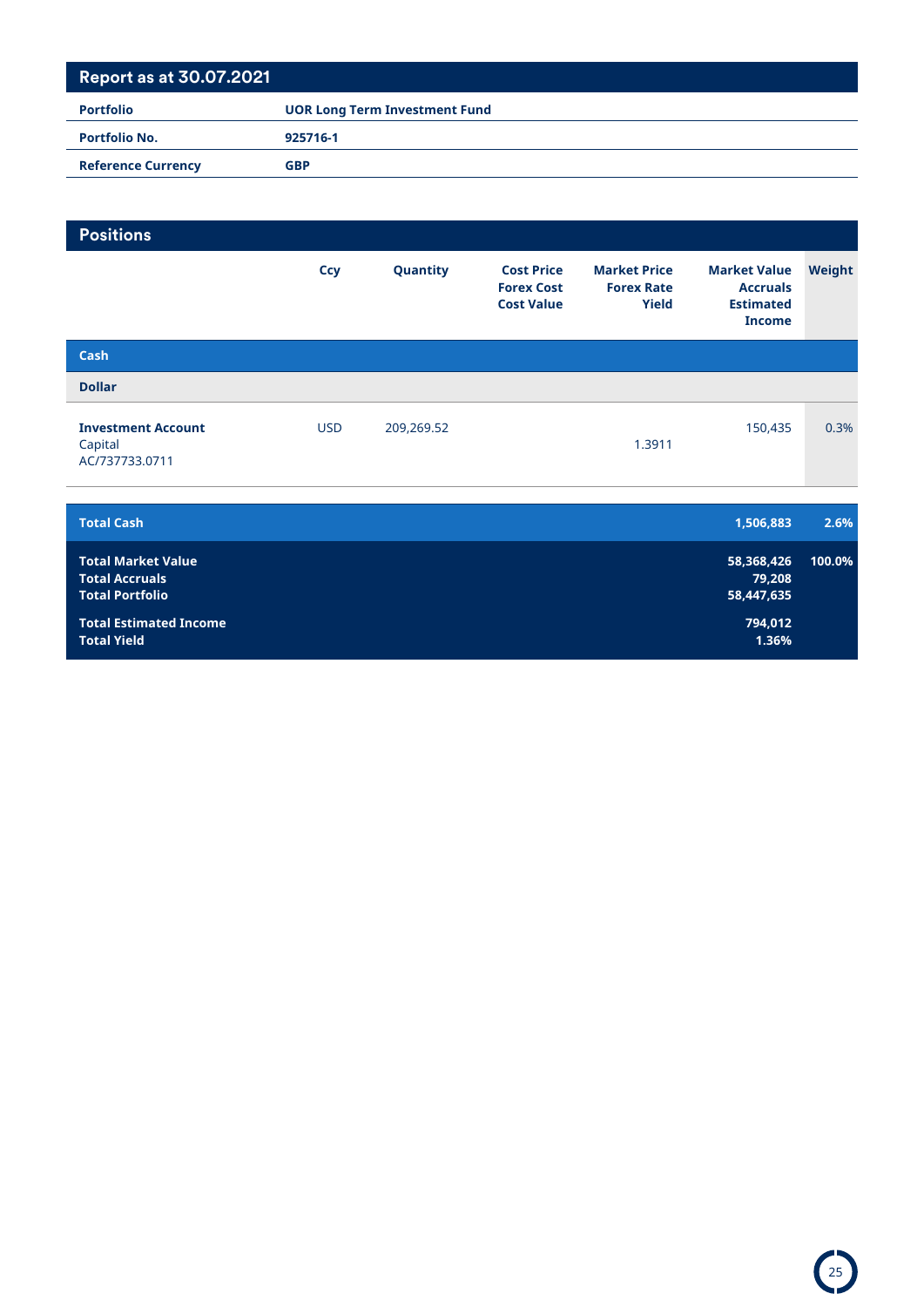## Report as at 30.07.2021

| | |
|---|---|
| **Portfolio** | **UOR Long Term Investment Fund** |
| **Portfolio No.** | **925716-1** |
| **Reference Currency** | **GBP** |

## Positions

| | Ccy | Quantity | Cost Price<br>Forex Cost<br>Cost Value | Market Price<br>Forex Rate<br>Yield | Market Value<br>Accruals<br>Estimated Income | Weight |
|---|---|---|---|---|---|---|
| **Cash** | | | | | | |
| **Dollar** | | | | | | |
| **Investment Account**<br>Capital<br>AC/737733.0711 | USD | 209,269.52 | | <br>1.3911 | 150,435 | 0.3% |
| **Total Cash** | | | | | **1,506,883** | **2.6%** |
| **Total Market Value**<br>**Total Accruals**<br>**Total Portfolio** | | | | | **58,368,426**<br>**79,208**<br>**58,447,635** | **100.0%** |
| **Total Estimated Income**<br>**Total Yield** | | | | | **794,012**<br>**1.36%** | |